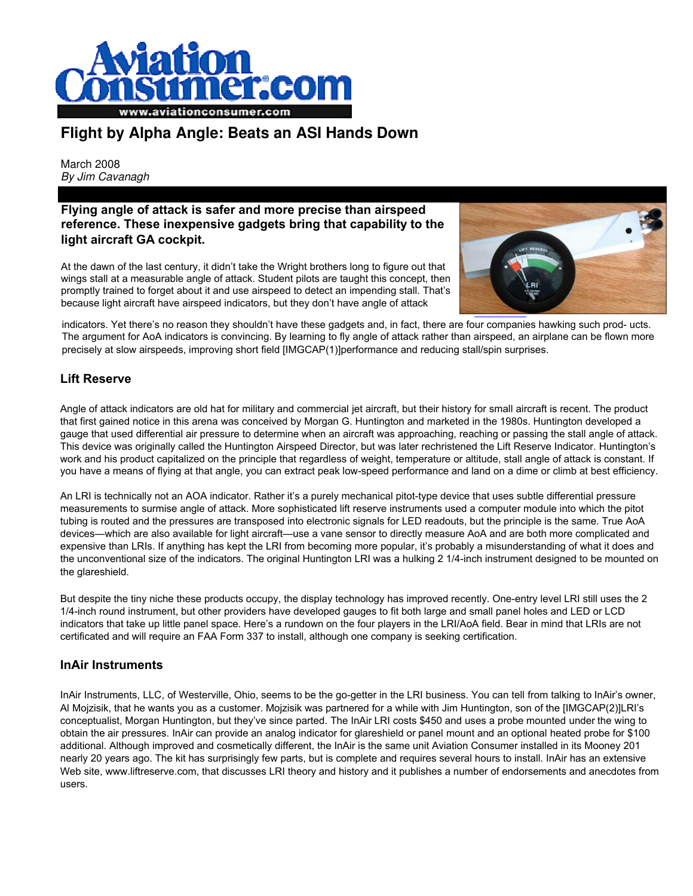# Flight by Alpha Angle: Beats an ASI Hands Down

March 2008
*By Jim Cavanagh*

**Flying angle of attack is safer and more precise than airspeed reference. These inexpensive gadgets bring that capability to the light aircraft GA cockpit.**

At the dawn of the last century, it didn't take the Wright brothers long to figure out that wings stall at a measurable angle of attack. Student pilots are taught this concept, then promptly trained to forget about it and use airspeed to detect an impending stall. That's because light aircraft have airspeed indicators, but they don't have angle of attack indicators. Yet there's no reason they shouldn't have these gadgets and, in fact, there are four companies hawking such prod- ucts. The argument for AoA indicators is convincing. By learning to fly angle of attack rather than airspeed, an airplane can be flown more precisely at slow airspeeds, improving short field [IMGCAP(1)]performance and reducing stall/spin surprises.

## Lift Reserve

Angle of attack indicators are old hat for military and commercial jet aircraft, but their history for small aircraft is recent. The product that first gained notice in this arena was conceived by Morgan G. Huntington and marketed in the 1980s. Huntington developed a gauge that used differential air pressure to determine when an aircraft was approaching, reaching or passing the stall angle of attack. This device was originally called the Huntington Airspeed Director, but was later rechristened the Lift Reserve Indicator. Huntington's work and his product capitalized on the principle that regardless of weight, temperature or altitude, stall angle of attack is constant. If you have a means of flying at that angle, you can extract peak low-speed performance and land on a dime or climb at best efficiency.

An LRI is technically not an AOA indicator. Rather it's a purely mechanical pitot-type device that uses subtle differential pressure measurements to surmise angle of attack. More sophisticated lift reserve instruments used a computer module into which the pitot tubing is routed and the pressures are transposed into electronic signals for LED readouts, but the principle is the same. True AoA devices—which are also available for light aircraft—use a vane sensor to directly measure AoA and are both more complicated and expensive than LRIs. If anything has kept the LRI from becoming more popular, it's probably a misunderstanding of what it does and the unconventional size of the indicators. The original Huntington LRI was a hulking 2 1/4-inch instrument designed to be mounted on the glareshield.

But despite the tiny niche these products occupy, the display technology has improved recently. One-entry level LRI still uses the 2 1/4-inch round instrument, but other providers have developed gauges to fit both large and small panel holes and LED or LCD indicators that take up little panel space. Here's a rundown on the four players in the LRI/AoA field. Bear in mind that LRIs are not certificated and will require an FAA Form 337 to install, although one company is seeking certification.

## InAir Instruments

InAir Instruments, LLC, of Westerville, Ohio, seems to be the go-getter in the LRI business. You can tell from talking to InAir's owner, Al Mojzisik, that he wants you as a customer. Mojzisik was partnered for a while with Jim Huntington, son of the [IMGCAP(2)]LRI's conceptualist, Morgan Huntington, but they've since parted. The InAir LRI costs $450 and uses a probe mounted under the wing to obtain the air pressures. InAir can provide an analog indicator for glareshield or panel mount and an optional heated probe for $100 additional. Although improved and cosmetically different, the InAir is the same unit Aviation Consumer installed in its Mooney 201 nearly 20 years ago. The kit has surprisingly few parts, but is complete and requires several hours to install. InAir has an extensive Web site, www.liftreserve.com, that discusses LRI theory and history and it publishes a number of endorsements and anecdotes from users.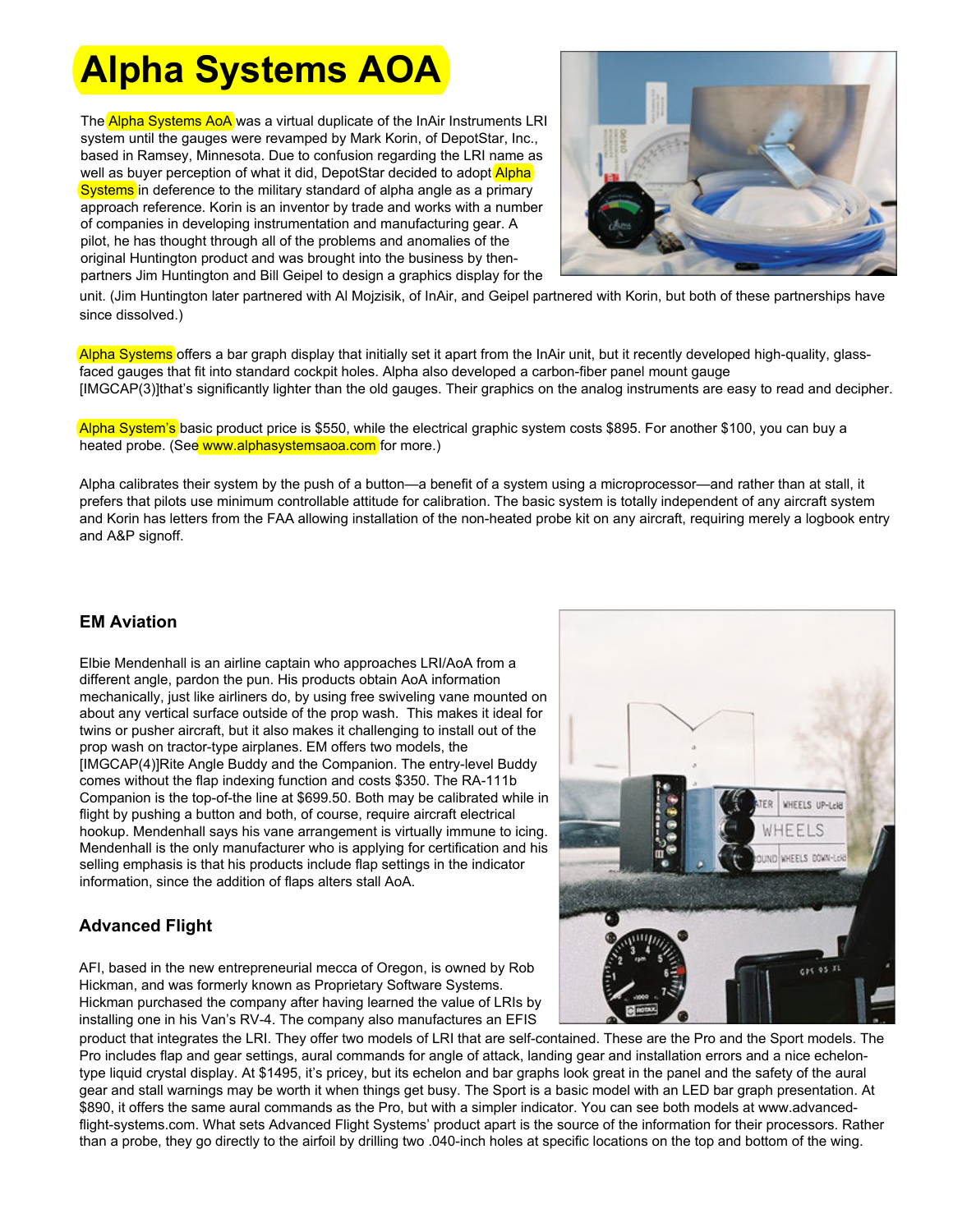# Alpha Systems AOA

The Alpha Systems AoA was a virtual duplicate of the InAir Instruments LRI system until the gauges were revamped by Mark Korin, of DepotStar, Inc., based in Ramsey, Minnesota. Due to confusion regarding the LRI name as well as buyer perception of what it did, DepotStar decided to adopt Alpha Systems in deference to the military standard of alpha angle as a primary approach reference. Korin is an inventor by trade and works with a number of companies in developing instrumentation and manufacturing gear. A pilot, he has thought through all of the problems and anomalies of the original Huntington product and was brought into the business by then-partners Jim Huntington and Bill Geipel to design a graphics display for the unit. (Jim Huntington later partnered with Al Mojzisik, of InAir, and Geipel partnered with Korin, but both of these partnerships have since dissolved.)

Alpha Systems offers a bar graph display that initially set it apart from the InAir unit, but it recently developed high-quality, glass-faced gauges that fit into standard cockpit holes. Alpha also developed a carbon-fiber panel mount gauge [IMGCAP(3)]that's significantly lighter than the old gauges. Their graphics on the analog instruments are easy to read and decipher.

Alpha System's basic product price is $550, while the electrical graphic system costs $895. For another $100, you can buy a heated probe. (See www.alphasystemsaoa.com for more.)

Alpha calibrates their system by the push of a button—a benefit of a system using a microprocessor—and rather than at stall, it prefers that pilots use minimum controllable attitude for calibration. The basic system is totally independent of any aircraft system and Korin has letters from the FAA allowing installation of the non-heated probe kit on any aircraft, requiring merely a logbook entry and A&P signoff.

### EM Aviation

Elbie Mendenhall is an airline captain who approaches LRI/AoA from a different angle, pardon the pun. His products obtain AoA information mechanically, just like airliners do, by using free swiveling vane mounted on about any vertical surface outside of the prop wash. This makes it ideal for twins or pusher aircraft, but it also makes it challenging to install out of the prop wash on tractor-type airplanes. EM offers two models, the [IMGCAP(4)]Rite Angle Buddy and the Companion. The entry-level Buddy comes without the flap indexing function and costs $350. The RA-111b Companion is the top-of-the line at $699.50. Both may be calibrated while in flight by pushing a button and both, of course, require aircraft electrical hookup. Mendenhall says his vane arrangement is virtually immune to icing. Mendenhall is the only manufacturer who is applying for certification and his selling emphasis is that his products include flap settings in the indicator information, since the addition of flaps alters stall AoA.

### Advanced Flight

AFI, based in the new entrepreneurial mecca of Oregon, is owned by Rob Hickman, and was formerly known as Proprietary Software Systems. Hickman purchased the company after having learned the value of LRIs by installing one in his Van's RV-4. The company also manufactures an EFIS product that integrates the LRI. They offer two models of LRI that are self-contained. These are the Pro and the Sport models. The Pro includes flap and gear settings, aural commands for angle of attack, landing gear and installation errors and a nice echelon-type liquid crystal display. At $1495, it's pricey, but its echelon and bar graphs look great in the panel and the safety of the aural gear and stall warnings may be worth it when things get busy. The Sport is a basic model with an LED bar graph presentation. At $890, it offers the same aural commands as the Pro, but with a simpler indicator. You can see both models at www.advanced-flight-systems.com. What sets Advanced Flight Systems' product apart is the source of the information for their processors. Rather than a probe, they go directly to the airfoil by drilling two .040-inch holes at specific locations on the top and bottom of the wing.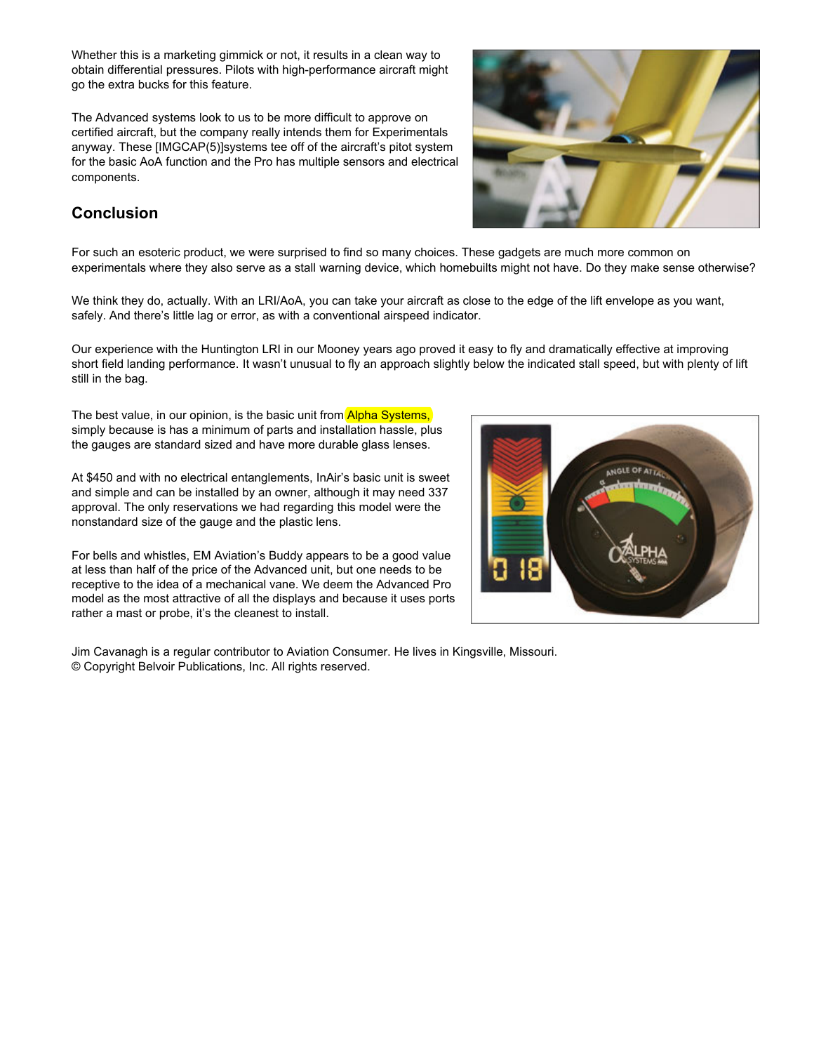Whether this is a marketing gimmick or not, it results in a clean way to obtain differential pressures. Pilots with high-performance aircraft might go the extra bucks for this feature.

The Advanced systems look to us to be more difficult to approve on certified aircraft, but the company really intends them for Experimentals anyway. These [IMGCAP(5)]systems tee off of the aircraft's pitot system for the basic AoA function and the Pro has multiple sensors and electrical components.

## Conclusion

For such an esoteric product, we were surprised to find so many choices. These gadgets are much more common on experimentals where they also serve as a stall warning device, which homebuilts might not have. Do they make sense otherwise?

We think they do, actually. With an LRI/AoA, you can take your aircraft as close to the edge of the lift envelope as you want, safely. And there's little lag or error, as with a conventional airspeed indicator.

Our experience with the Huntington LRI in our Mooney years ago proved it easy to fly and dramatically effective at improving short field landing performance. It wasn't unusual to fly an approach slightly below the indicated stall speed, but with plenty of lift still in the bag.

The best value, in our opinion, is the basic unit from Alpha Systems, simply because is has a minimum of parts and installation hassle, plus the gauges are standard sized and have more durable glass lenses.

At $450 and with no electrical entanglements, InAir's basic unit is sweet and simple and can be installed by an owner, although it may need 337 approval. The only reservations we had regarding this model were the nonstandard size of the gauge and the plastic lens.

For bells and whistles, EM Aviation's Buddy appears to be a good value at less than half of the price of the Advanced unit, but one needs to be receptive to the idea of a mechanical vane. We deem the Advanced Pro model as the most attractive of all the displays and because it uses ports rather a mast or probe, it's the cleanest to install.

Jim Cavanagh is a regular contributor to Aviation Consumer. He lives in Kingsville, Missouri.
© Copyright Belvoir Publications, Inc. All rights reserved.